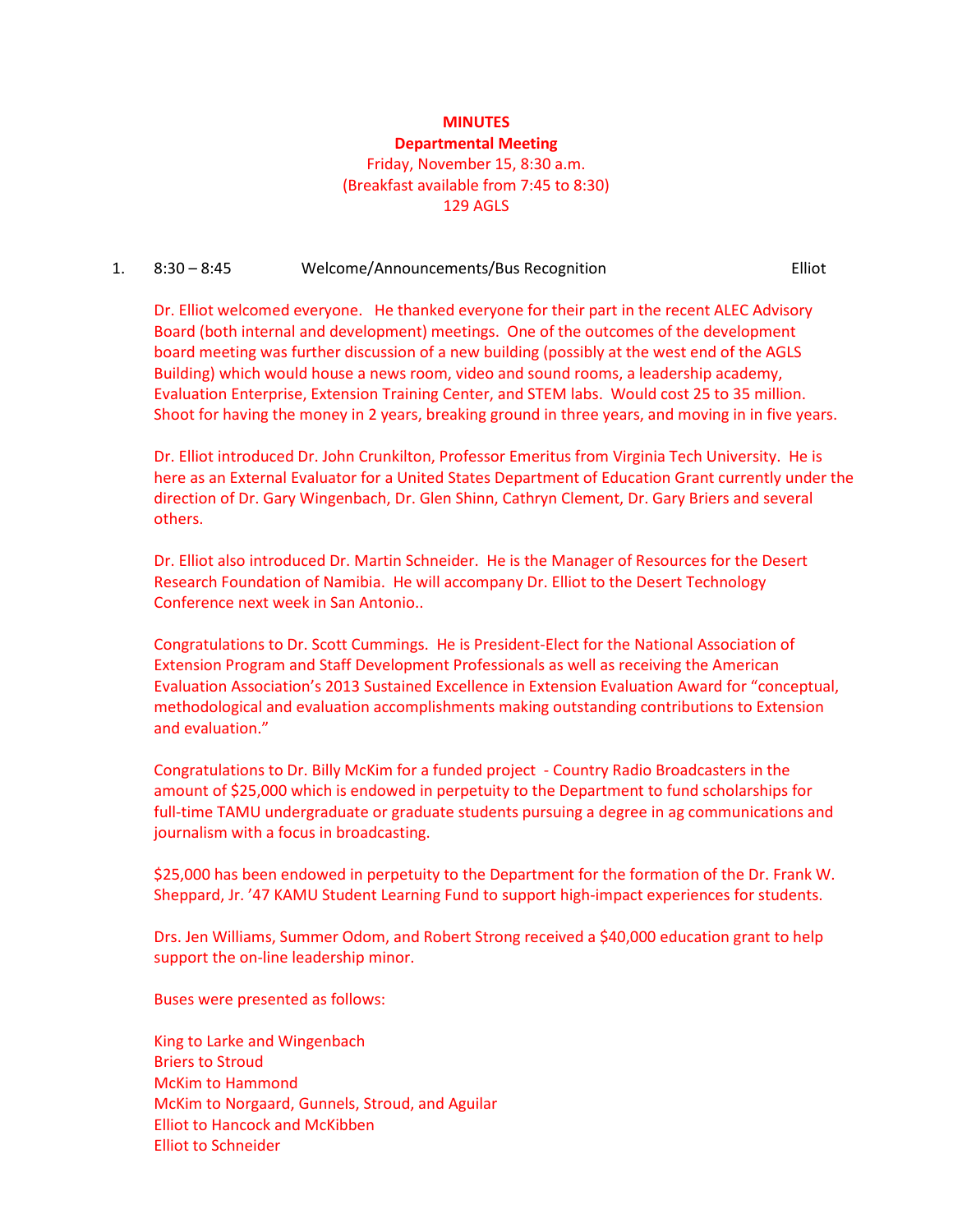# MINUTES

## Departmental Meeting

Friday, November 15, 8:30 a.m.
(Breakfast available from 7:45 to 8:30)
129 AGLS

1. 8:30 – 8:45 Welcome/Announcements/Bus Recognition Elliot

Dr. Elliot welcomed everyone. He thanked everyone for their part in the recent ALEC Advisory Board (both internal and development) meetings. One of the outcomes of the development board meeting was further discussion of a new building (possibly at the west end of the AGLS Building) which would house a news room, video and sound rooms, a leadership academy, Evaluation Enterprise, Extension Training Center, and STEM labs. Would cost 25 to 35 million. Shoot for having the money in 2 years, breaking ground in three years, and moving in in five years.

Dr. Elliot introduced Dr. John Crunkilton, Professor Emeritus from Virginia Tech University. He is here as an External Evaluator for a United States Department of Education Grant currently under the direction of Dr. Gary Wingenbach, Dr. Glen Shinn, Cathryn Clement, Dr. Gary Briers and several others.

Dr. Elliot also introduced Dr. Martin Schneider. He is the Manager of Resources for the Desert Research Foundation of Namibia. He will accompany Dr. Elliot to the Desert Technology Conference next week in San Antonio..

Congratulations to Dr. Scott Cummings. He is President-Elect for the National Association of Extension Program and Staff Development Professionals as well as receiving the American Evaluation Association's 2013 Sustained Excellence in Extension Evaluation Award for "conceptual, methodological and evaluation accomplishments making outstanding contributions to Extension and evaluation."

Congratulations to Dr. Billy McKim for a funded project - Country Radio Broadcasters in the amount of $25,000 which is endowed in perpetuity to the Department to fund scholarships for full-time TAMU undergraduate or graduate students pursuing a degree in ag communications and journalism with a focus in broadcasting.

$25,000 has been endowed in perpetuity to the Department for the formation of the Dr. Frank W. Sheppard, Jr. '47 KAMU Student Learning Fund to support high-impact experiences for students.

Drs. Jen Williams, Summer Odom, and Robert Strong received a $40,000 education grant to help support the on-line leadership minor.

Buses were presented as follows:

King to Larke and Wingenbach
Briers to Stroud
McKim to Hammond
McKim to Norgaard, Gunnels, Stroud, and Aguilar
Elliot to Hancock and McKibben
Elliot to Schneider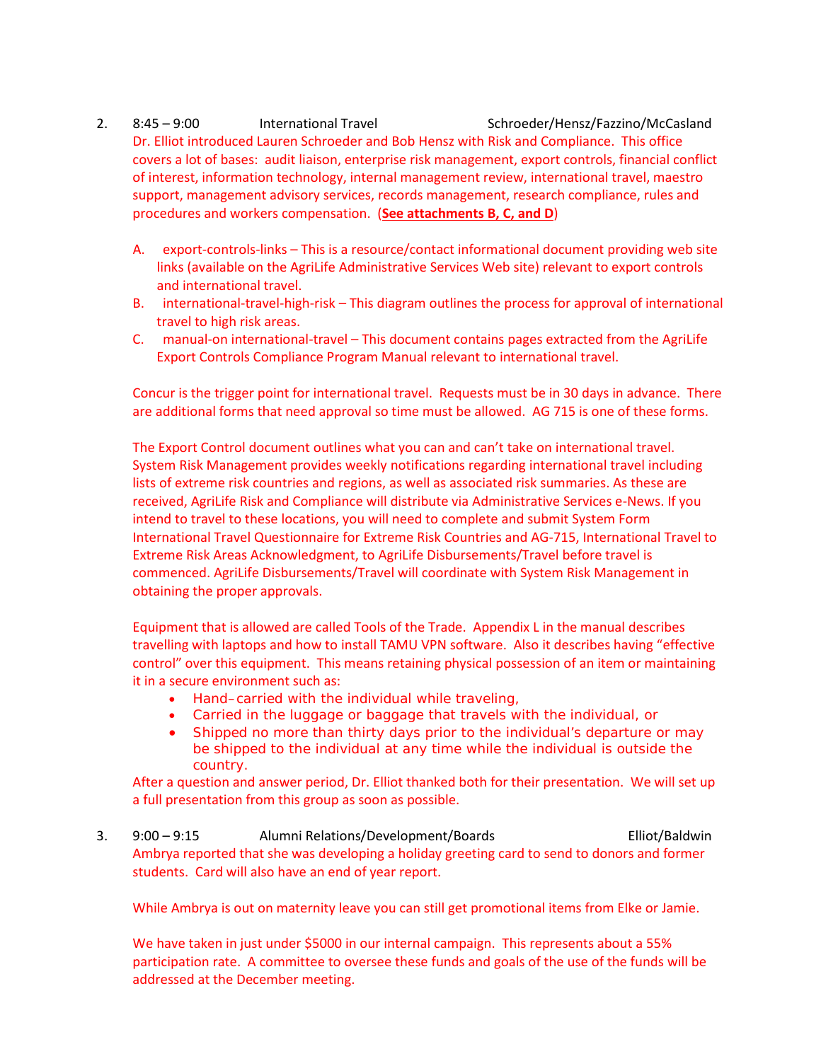2. 8:45 – 9:00 International Travel Schroeder/Hensz/Fazzino/McCasland

Dr. Elliot introduced Lauren Schroeder and Bob Hensz with Risk and Compliance. This office covers a lot of bases: audit liaison, enterprise risk management, export controls, financial conflict of interest, information technology, internal management review, international travel, maestro support, management advisory services, records management, research compliance, rules and procedures and workers compensation. (**See attachments B, C, and D**)

A. export-controls-links – This is a resource/contact informational document providing web site links (available on the AgriLife Administrative Services Web site) relevant to export controls and international travel.

B. international-travel-high-risk – This diagram outlines the process for approval of international travel to high risk areas.

C. manual-on international-travel – This document contains pages extracted from the AgriLife Export Controls Compliance Program Manual relevant to international travel.

Concur is the trigger point for international travel. Requests must be in 30 days in advance. There are additional forms that need approval so time must be allowed. AG 715 is one of these forms.

The Export Control document outlines what you can and can't take on international travel. System Risk Management provides weekly notifications regarding international travel including lists of extreme risk countries and regions, as well as associated risk summaries. As these are received, AgriLife Risk and Compliance will distribute via Administrative Services e-News. If you intend to travel to these locations, you will need to complete and submit System Form International Travel Questionnaire for Extreme Risk Countries and AG-715, International Travel to Extreme Risk Areas Acknowledgment, to AgriLife Disbursements/Travel before travel is commenced. AgriLife Disbursements/Travel will coordinate with System Risk Management in obtaining the proper approvals.

Equipment that is allowed are called Tools of the Trade. Appendix L in the manual describes travelling with laptops and how to install TAMU VPN software. Also it describes having "effective control" over this equipment. This means retaining physical possession of an item or maintaining it in a secure environment such as:

- Hand-carried with the individual while traveling,
- Carried in the luggage or baggage that travels with the individual, or
- Shipped no more than thirty days prior to the individual's departure or may be shipped to the individual at any time while the individual is outside the country.

After a question and answer period, Dr. Elliot thanked both for their presentation. We will set up a full presentation from this group as soon as possible.

3. 9:00 – 9:15 Alumni Relations/Development/Boards Elliot/Baldwin

Ambrya reported that she was developing a holiday greeting card to send to donors and former students. Card will also have an end of year report.

While Ambrya is out on maternity leave you can still get promotional items from Elke or Jamie.

We have taken in just under $5000 in our internal campaign. This represents about a 55% participation rate. A committee to oversee these funds and goals of the use of the funds will be addressed at the December meeting.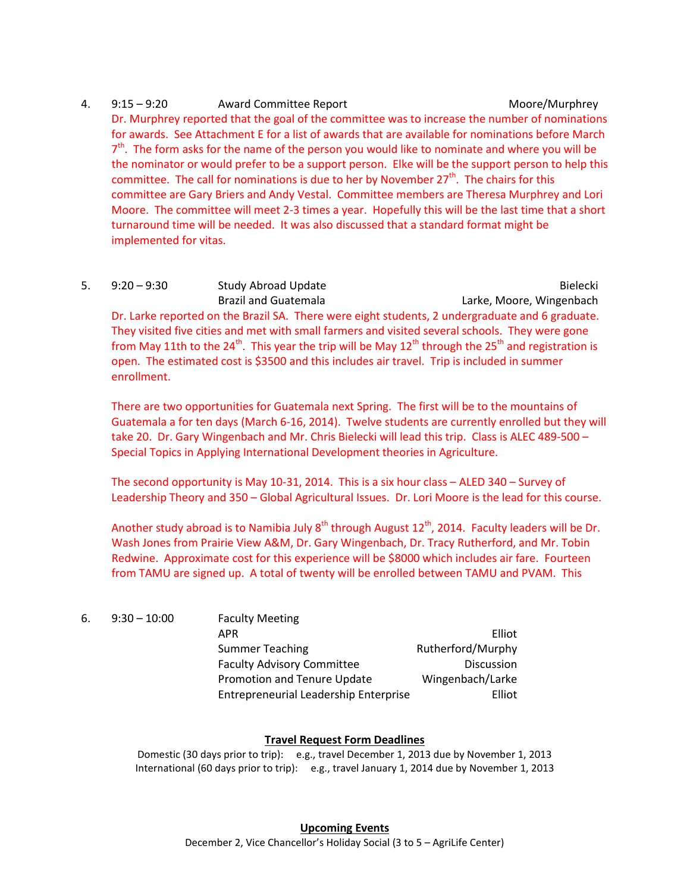4. 9:15 – 9:20 Award Committee Report — Moore/Murphrey

Dr. Murphrey reported that the goal of the committee was to increase the number of nominations for awards. See Attachment E for a list of awards that are available for nominations before March 7th. The form asks for the name of the person you would like to nominate and where you will be the nominator or would prefer to be a support person. Elke will be the support person to help this committee. The call for nominations is due to her by November 27th. The chairs for this committee are Gary Briers and Andy Vestal. Committee members are Theresa Murphrey and Lori Moore. The committee will meet 2-3 times a year. Hopefully this will be the last time that a short turnaround time will be needed. It was also discussed that a standard format might be implemented for vitas.

5. 9:20 – 9:30 Study Abroad Update — Bielecki
   Brazil and Guatemala — Larke, Moore, Wingenbach

Dr. Larke reported on the Brazil SA. There were eight students, 2 undergraduate and 6 graduate. They visited five cities and met with small farmers and visited several schools. They were gone from May 11th to the 24th. This year the trip will be May 12th through the 25th and registration is open. The estimated cost is $3500 and this includes air travel. Trip is included in summer enrollment.

There are two opportunities for Guatemala next Spring. The first will be to the mountains of Guatemala a for ten days (March 6-16, 2014). Twelve students are currently enrolled but they will take 20. Dr. Gary Wingenbach and Mr. Chris Bielecki will lead this trip. Class is ALEC 489-500 – Special Topics in Applying International Development theories in Agriculture.

The second opportunity is May 10-31, 2014. This is a six hour class – ALED 340 – Survey of Leadership Theory and 350 – Global Agricultural Issues. Dr. Lori Moore is the lead for this course.

Another study abroad is to Namibia July 8th through August 12th, 2014. Faculty leaders will be Dr. Wash Jones from Prairie View A&M, Dr. Gary Wingenbach, Dr. Tracy Rutherford, and Mr. Tobin Redwine. Approximate cost for this experience will be $8000 which includes air fare. Fourteen from TAMU are signed up. A total of twenty will be enrolled between TAMU and PVAM. This

6. 9:30 – 10:00 Faculty Meeting
   - APR — Elliot
   - Summer Teaching — Rutherford/Murphy
   - Faculty Advisory Committee — Discussion
   - Promotion and Tenure Update — Wingenbach/Larke
   - Entrepreneurial Leadership Enterprise — Elliot

**Travel Request Form Deadlines**

Domestic (30 days prior to trip): e.g., travel December 1, 2013 due by November 1, 2013
International (60 days prior to trip): e.g., travel January 1, 2014 due by November 1, 2013

**Upcoming Events**

December 2, Vice Chancellor's Holiday Social (3 to 5 – AgriLife Center)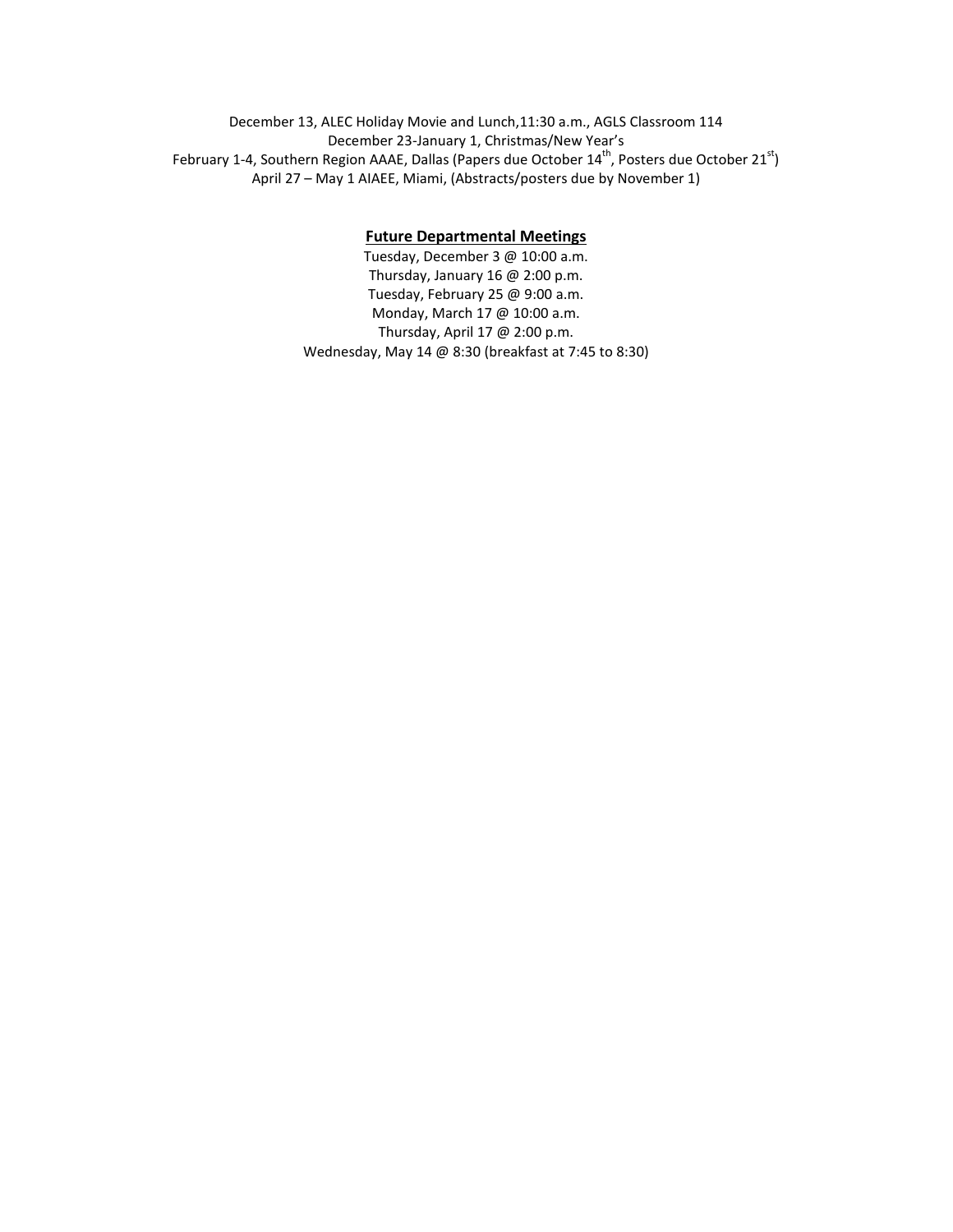December 13, ALEC Holiday Movie and Lunch,11:30 a.m., AGLS Classroom 114
December 23-January 1, Christmas/New Year's
February 1-4, Southern Region AAAE, Dallas (Papers due October 14th, Posters due October 21st)
April 27 – May 1 AIAEE, Miami, (Abstracts/posters due by November 1)

**Future Departmental Meetings**

Tuesday, December 3 @ 10:00 a.m.
Thursday, January 16 @ 2:00 p.m.
Tuesday, February 25 @ 9:00 a.m.
Monday, March 17 @ 10:00 a.m.
Thursday, April 17 @ 2:00 p.m.
Wednesday, May 14 @ 8:30 (breakfast at 7:45 to 8:30)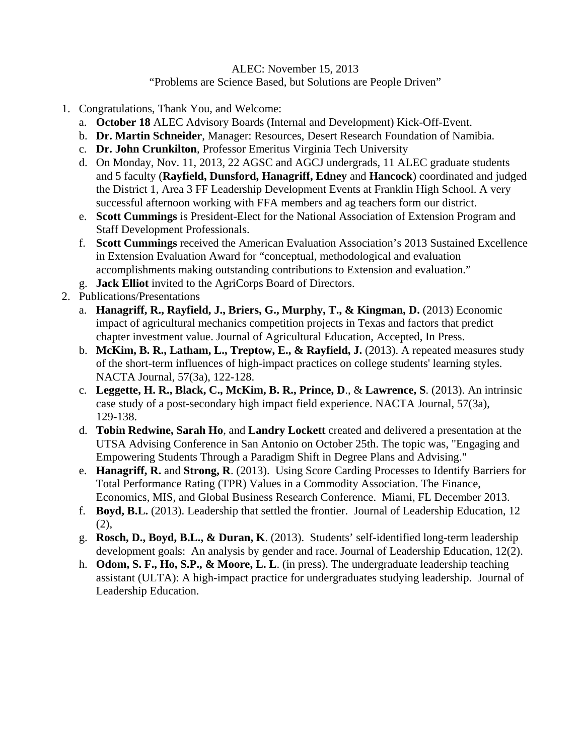ALEC: November 15, 2013

"Problems are Science Based, but Solutions are People Driven"

1. Congratulations, Thank You, and Welcome:
   a. **October 18** ALEC Advisory Boards (Internal and Development) Kick-Off-Event.
   b. **Dr. Martin Schneider**, Manager: Resources, Desert Research Foundation of Namibia.
   c. **Dr. John Crunkilton**, Professor Emeritus Virginia Tech University
   d. On Monday, Nov. 11, 2013, 22 AGSC and AGCJ undergrads, 11 ALEC graduate students and 5 faculty (**Rayfield, Dunsford, Hanagriff, Edney** and **Hancock**) coordinated and judged the District 1, Area 3 FF Leadership Development Events at Franklin High School. A very successful afternoon working with FFA members and ag teachers form our district.
   e. **Scott Cummings** is President-Elect for the National Association of Extension Program and Staff Development Professionals.
   f. **Scott Cummings** received the American Evaluation Association's 2013 Sustained Excellence in Extension Evaluation Award for "conceptual, methodological and evaluation accomplishments making outstanding contributions to Extension and evaluation."
   g. **Jack Elliot** invited to the AgriCorps Board of Directors.
2. Publications/Presentations
   a. **Hanagriff, R., Rayfield, J., Briers, G., Murphy, T., & Kingman, D.** (2013) Economic impact of agricultural mechanics competition projects in Texas and factors that predict chapter investment value. Journal of Agricultural Education, Accepted, In Press.
   b. **McKim, B. R., Latham, L., Treptow, E., & Rayfield, J.** (2013). A repeated measures study of the short-term influences of high-impact practices on college students' learning styles. NACTA Journal, 57(3a), 122-128.
   c. **Leggette, H. R., Black, C., McKim, B. R., Prince, D**., & **Lawrence, S**. (2013). An intrinsic case study of a post-secondary high impact field experience. NACTA Journal, 57(3a), 129-138.
   d. **Tobin Redwine, Sarah Ho**, and **Landry Lockett** created and delivered a presentation at the UTSA Advising Conference in San Antonio on October 25th. The topic was, "Engaging and Empowering Students Through a Paradigm Shift in Degree Plans and Advising."
   e. **Hanagriff, R.** and **Strong, R**. (2013). Using Score Carding Processes to Identify Barriers for Total Performance Rating (TPR) Values in a Commodity Association. The Finance, Economics, MIS, and Global Business Research Conference. Miami, FL December 2013.
   f. **Boyd, B.L.** (2013). Leadership that settled the frontier. Journal of Leadership Education, 12 (2),
   g. **Rosch, D., Boyd, B.L., & Duran, K**. (2013). Students' self-identified long-term leadership development goals: An analysis by gender and race. Journal of Leadership Education, 12(2).
   h. **Odom, S. F., Ho, S.P., & Moore, L. L**. (in press). The undergraduate leadership teaching assistant (ULTA): A high-impact practice for undergraduates studying leadership. Journal of Leadership Education.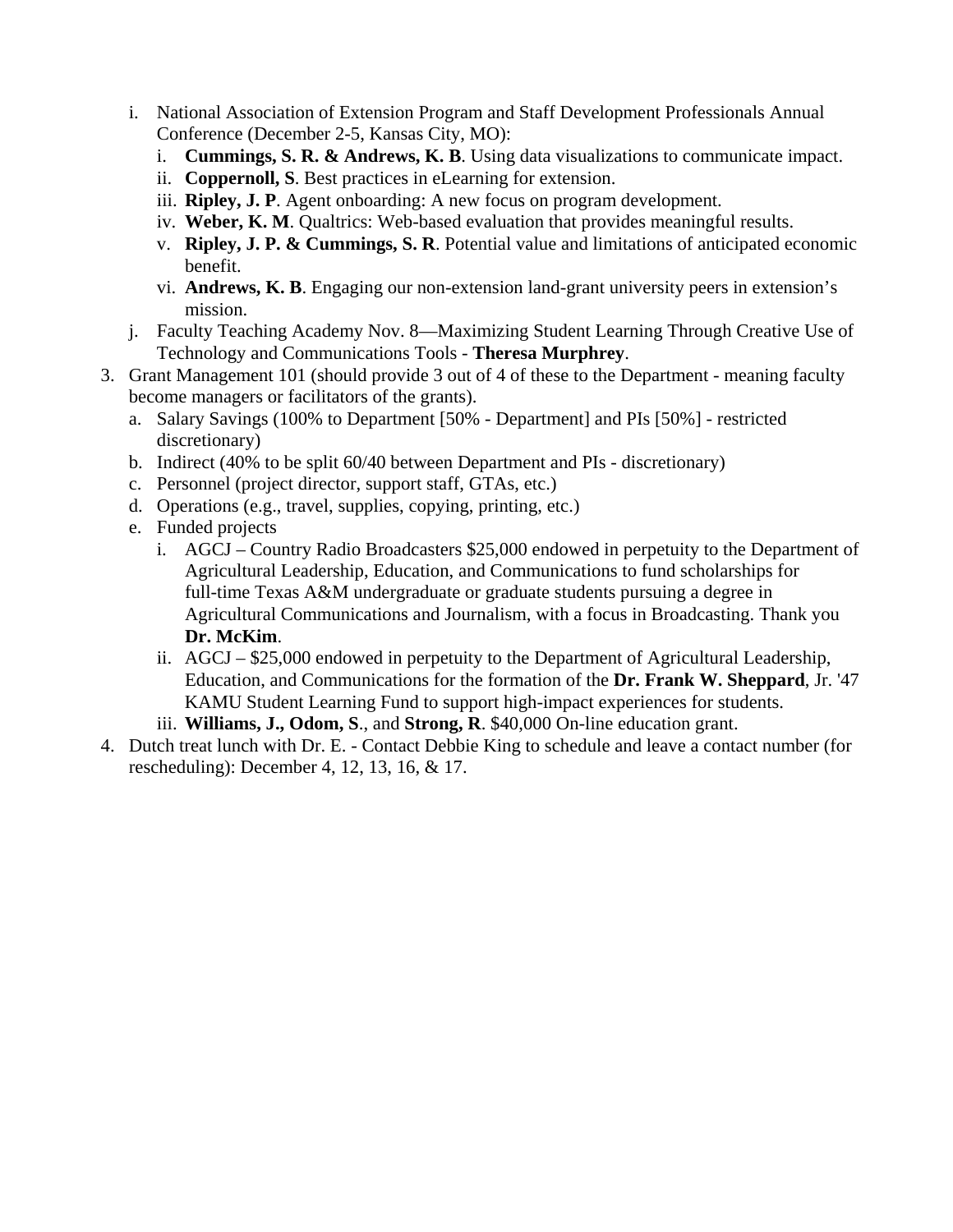i. National Association of Extension Program and Staff Development Professionals Annual Conference (December 2-5, Kansas City, MO):
      i. **Cummings, S. R. & Andrews, K. B**. Using data visualizations to communicate impact.
      ii. **Coppernoll, S**. Best practices in eLearning for extension.
      iii. **Ripley, J. P**. Agent onboarding: A new focus on program development.
      iv. **Weber, K. M**. Qualtrics: Web-based evaluation that provides meaningful results.
      v. **Ripley, J. P. & Cummings, S. R**. Potential value and limitations of anticipated economic benefit.
      vi. **Andrews, K. B**. Engaging our non-extension land-grant university peers in extension's mission.
   j. Faculty Teaching Academy Nov. 8—Maximizing Student Learning Through Creative Use of Technology and Communications Tools - **Theresa Murphrey**.

3. Grant Management 101 (should provide 3 out of 4 of these to the Department - meaning faculty become managers or facilitators of the grants).
   a. Salary Savings (100% to Department [50% - Department] and PIs [50%] - restricted discretionary)
   b. Indirect (40% to be split 60/40 between Department and PIs - discretionary)
   c. Personnel (project director, support staff, GTAs, etc.)
   d. Operations (e.g., travel, supplies, copying, printing, etc.)
   e. Funded projects
      i. AGCJ – Country Radio Broadcasters $25,000 endowed in perpetuity to the Department of Agricultural Leadership, Education, and Communications to fund scholarships for full-time Texas A&M undergraduate or graduate students pursuing a degree in Agricultural Communications and Journalism, with a focus in Broadcasting. Thank you **Dr. McKim**.
      ii. AGCJ – $25,000 endowed in perpetuity to the Department of Agricultural Leadership, Education, and Communications for the formation of the **Dr. Frank W. Sheppard**, Jr. '47 KAMU Student Learning Fund to support high-impact experiences for students.
      iii. **Williams, J., Odom, S**., and **Strong, R**. $40,000 On-line education grant.

4. Dutch treat lunch with Dr. E. - Contact Debbie King to schedule and leave a contact number (for rescheduling): December 4, 12, 13, 16, & 17.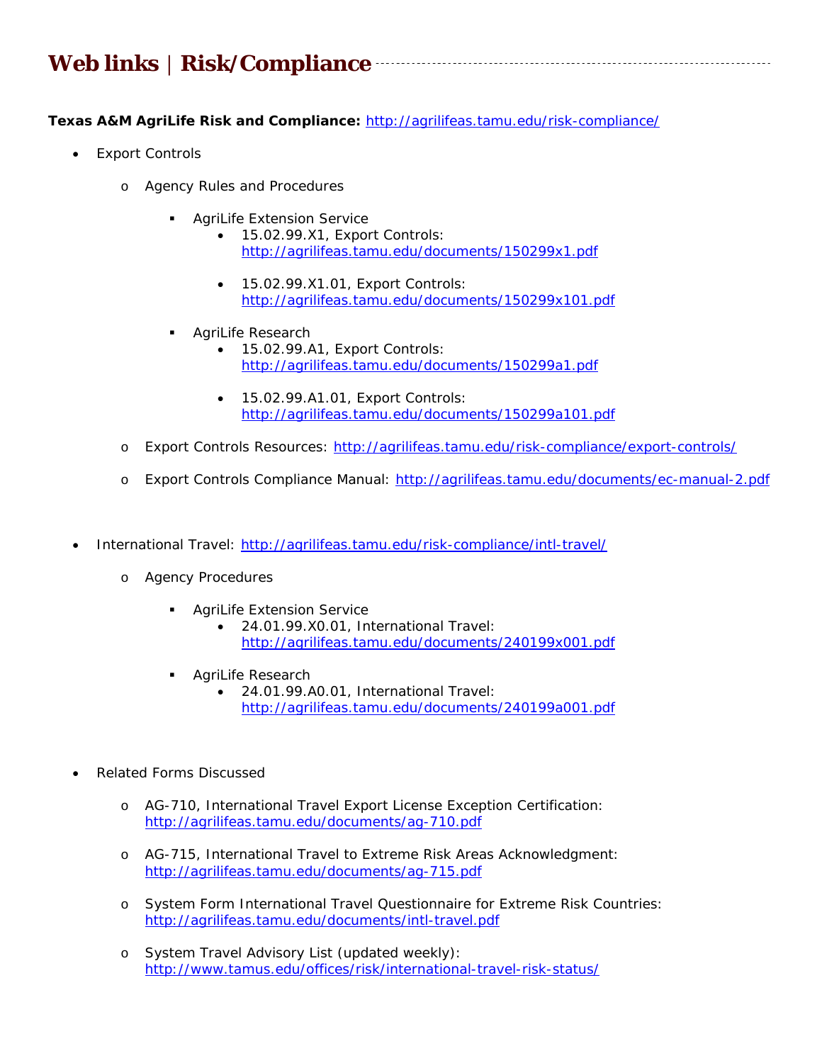# Web links | Risk/Compliance

**Texas A&M AgriLife Risk and Compliance:** http://agrilifeas.tamu.edu/risk-compliance/

- Export Controls
  - Agency Rules and Procedures
    - AgriLife Extension Service
      - 15.02.99.X1, Export Controls: http://agrilifeas.tamu.edu/documents/150299x1.pdf
      - 15.02.99.X1.01, Export Controls: http://agrilifeas.tamu.edu/documents/150299x101.pdf
    - AgriLife Research
      - 15.02.99.A1, Export Controls: http://agrilifeas.tamu.edu/documents/150299a1.pdf
      - 15.02.99.A1.01, Export Controls: http://agrilifeas.tamu.edu/documents/150299a101.pdf
  - Export Controls Resources: http://agrilifeas.tamu.edu/risk-compliance/export-controls/
  - Export Controls Compliance Manual: http://agrilifeas.tamu.edu/documents/ec-manual-2.pdf

- International Travel: http://agrilifeas.tamu.edu/risk-compliance/intl-travel/
  - Agency Procedures
    - AgriLife Extension Service
      - 24.01.99.X0.01, International Travel: http://agrilifeas.tamu.edu/documents/240199x001.pdf
    - AgriLife Research
      - 24.01.99.A0.01, International Travel: http://agrilifeas.tamu.edu/documents/240199a001.pdf

- Related Forms Discussed
  - AG-710, International Travel Export License Exception Certification: http://agrilifeas.tamu.edu/documents/ag-710.pdf
  - AG-715, International Travel to Extreme Risk Areas Acknowledgment: http://agrilifeas.tamu.edu/documents/ag-715.pdf
  - System Form International Travel Questionnaire for Extreme Risk Countries: http://agrilifeas.tamu.edu/documents/intl-travel.pdf
  - System Travel Advisory List (updated weekly): http://www.tamus.edu/offices/risk/international-travel-risk-status/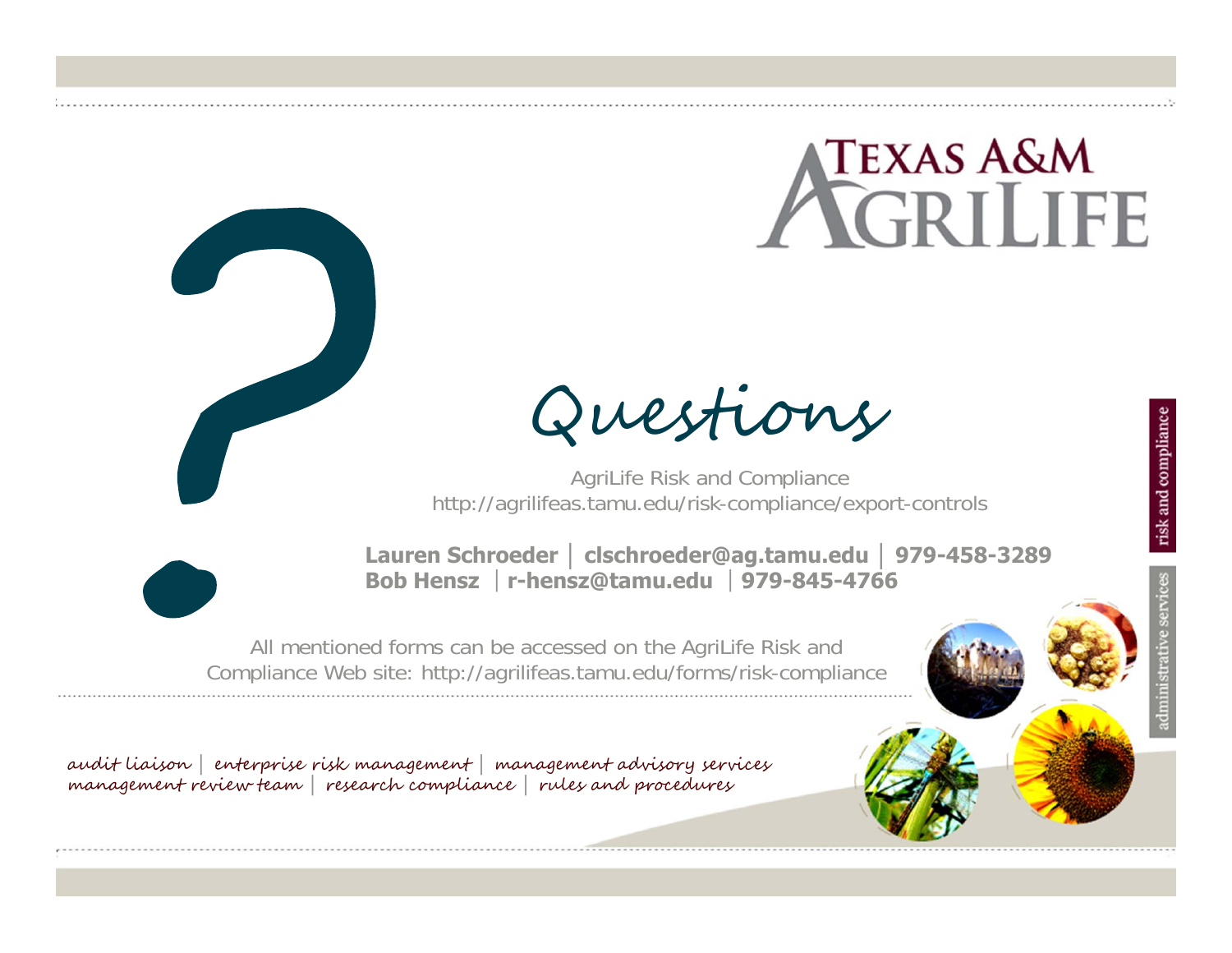# Questions

AgriLife Risk and Compliance
http://agrilifeas.tamu.edu/risk-compliance/export-controls

**Lauren Schroeder | clschroeder@ag.tamu.edu | 979-458-3289**
**Bob Hensz | r-hensz@tamu.edu | 979-845-4766**

All mentioned forms can be accessed on the AgriLife Risk and Compliance Web site: http://agrilifeas.tamu.edu/forms/risk-compliance

*audit liaison | enterprise risk management | management advisory services*
*management review team | research compliance | rules and procedures*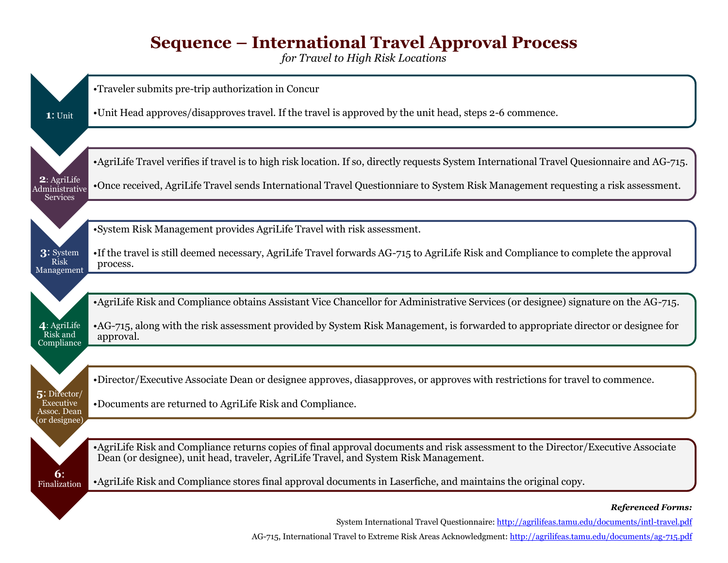# Sequence – International Travel Approval Process

*for Travel to High Risk Locations*

## 1: Unit

- Traveler submits pre-trip authorization in Concur
- Unit Head approves/disapproves travel. If the travel is approved by the unit head, steps 2-6 commence.

## 2: AgriLife Administrative Services

- AgriLife Travel verifies if travel is to high risk location. If so, directly requests System International Travel Quesionnaire and AG-715.
- Once received, AgriLife Travel sends International Travel Questionniare to System Risk Management requesting a risk assessment.

## 3: System Risk Management

- System Risk Management provides AgriLife Travel with risk assessment.
- If the travel is still deemed necessary, AgriLife Travel forwards AG-715 to AgriLife Risk and Compliance to complete the approval process.

## 4: AgriLife Risk and Compliance

- AgriLife Risk and Compliance obtains Assistant Vice Chancellor for Administrative Services (or designee) signature on the AG-715.
- AG-715, along with the risk assessment provided by System Risk Management, is forwarded to appropriate director or designee for approval.

## 5: Director/ Executive Assoc. Dean (or designee)

- Director/Executive Associate Dean or designee approves, diasapproves, or approves with restrictions for travel to commence.
- Documents are returned to AgriLife Risk and Compliance.

## 6: Finalization

- AgriLife Risk and Compliance returns copies of final approval documents and risk assessment to the Director/Executive Associate Dean (or designee), unit head, traveler, AgriLife Travel, and System Risk Management.
- AgriLife Risk and Compliance stores final approval documents in Laserfiche, and maintains the original copy.

***Referenced Forms:***

System International Travel Questionnaire: http://agrilifeas.tamu.edu/documents/intl-travel.pdf

AG-715, International Travel to Extreme Risk Areas Acknowledgment: http://agrilifeas.tamu.edu/documents/ag-715.pdf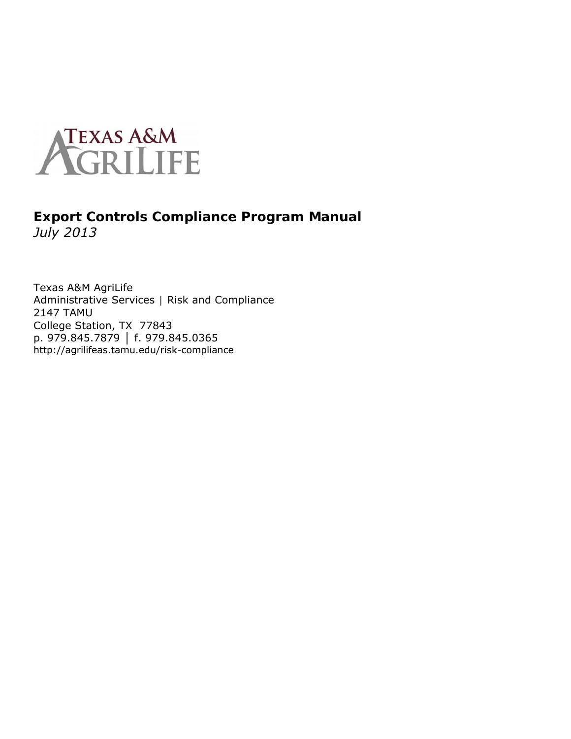**Export Controls Compliance Program Manual**
*July 2013*

Texas A&M AgriLife
Administrative Services | Risk and Compliance
2147 TAMU
College Station, TX  77843
p. 979.845.7879 │ f. 979.845.0365
http://agrilifeas.tamu.edu/risk-compliance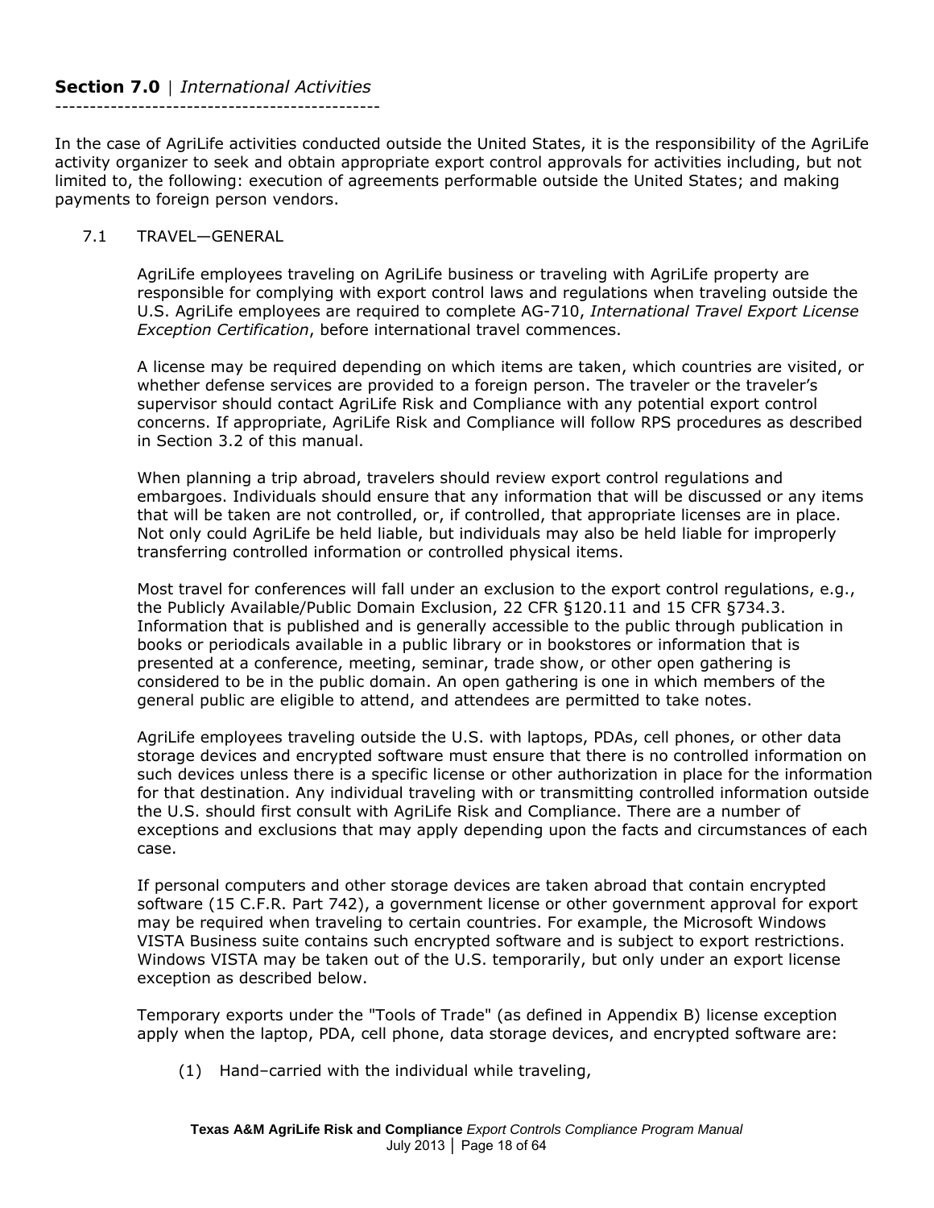## **Section 7.0** | *International Activities*

In the case of AgriLife activities conducted outside the United States, it is the responsibility of the AgriLife activity organizer to seek and obtain appropriate export control approvals for activities including, but not limited to, the following: execution of agreements performable outside the United States; and making payments to foreign person vendors.

### 7.1 TRAVEL—GENERAL

AgriLife employees traveling on AgriLife business or traveling with AgriLife property are responsible for complying with export control laws and regulations when traveling outside the U.S. AgriLife employees are required to complete AG-710, *International Travel Export License Exception Certification*, before international travel commences.

A license may be required depending on which items are taken, which countries are visited, or whether defense services are provided to a foreign person. The traveler or the traveler's supervisor should contact AgriLife Risk and Compliance with any potential export control concerns. If appropriate, AgriLife Risk and Compliance will follow RPS procedures as described in Section 3.2 of this manual.

When planning a trip abroad, travelers should review export control regulations and embargoes. Individuals should ensure that any information that will be discussed or any items that will be taken are not controlled, or, if controlled, that appropriate licenses are in place. Not only could AgriLife be held liable, but individuals may also be held liable for improperly transferring controlled information or controlled physical items.

Most travel for conferences will fall under an exclusion to the export control regulations, e.g., the Publicly Available/Public Domain Exclusion, 22 CFR §120.11 and 15 CFR §734.3. Information that is published and is generally accessible to the public through publication in books or periodicals available in a public library or in bookstores or information that is presented at a conference, meeting, seminar, trade show, or other open gathering is considered to be in the public domain. An open gathering is one in which members of the general public are eligible to attend, and attendees are permitted to take notes.

AgriLife employees traveling outside the U.S. with laptops, PDAs, cell phones, or other data storage devices and encrypted software must ensure that there is no controlled information on such devices unless there is a specific license or other authorization in place for the information for that destination. Any individual traveling with or transmitting controlled information outside the U.S. should first consult with AgriLife Risk and Compliance. There are a number of exceptions and exclusions that may apply depending upon the facts and circumstances of each case.

If personal computers and other storage devices are taken abroad that contain encrypted software (15 C.F.R. Part 742), a government license or other government approval for export may be required when traveling to certain countries. For example, the Microsoft Windows VISTA Business suite contains such encrypted software and is subject to export restrictions. Windows VISTA may be taken out of the U.S. temporarily, but only under an export license exception as described below.

Temporary exports under the "Tools of Trade" (as defined in Appendix B) license exception apply when the laptop, PDA, cell phone, data storage devices, and encrypted software are:

(1) Hand–carried with the individual while traveling,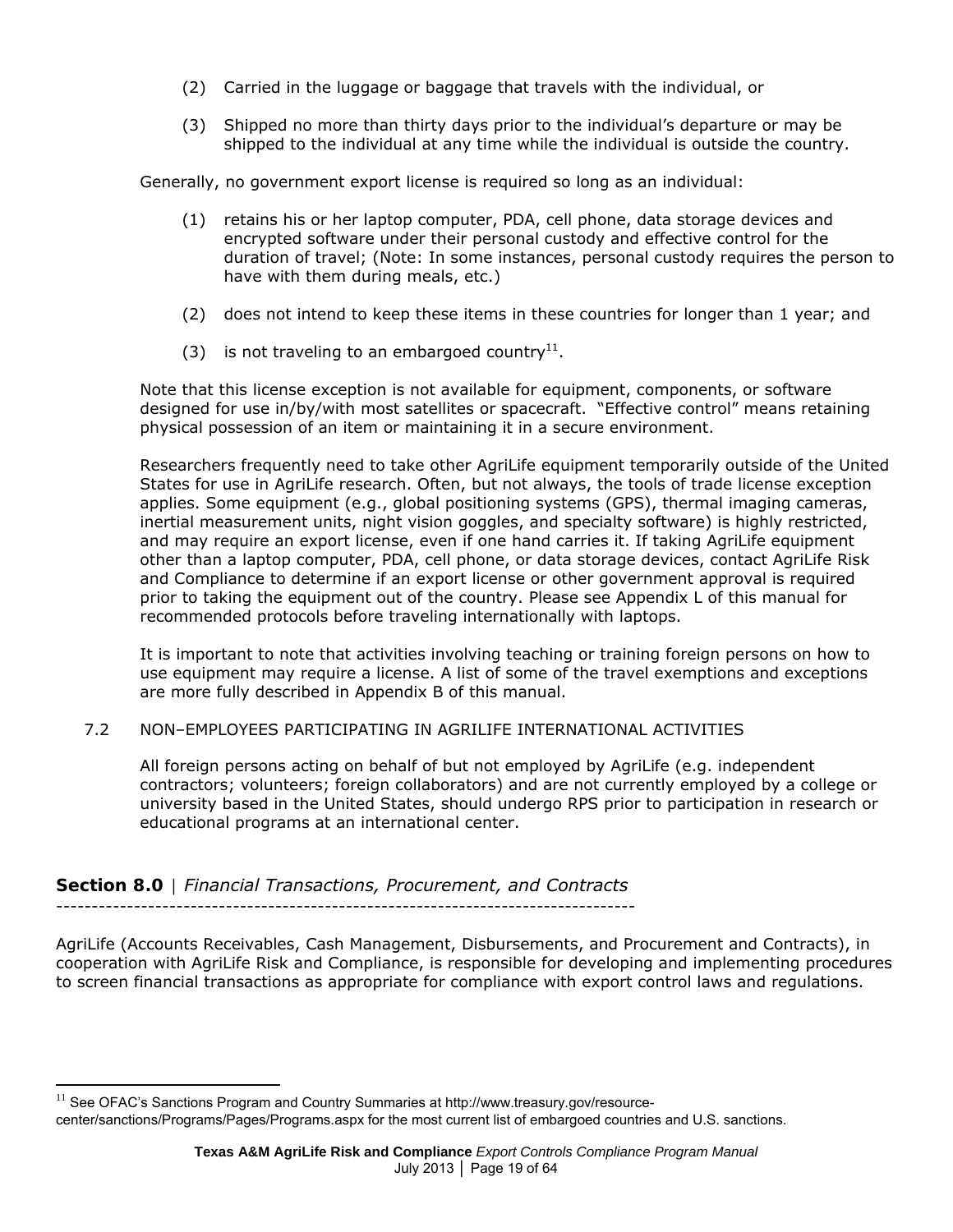(2) Carried in the luggage or baggage that travels with the individual, or

(3) Shipped no more than thirty days prior to the individual's departure or may be shipped to the individual at any time while the individual is outside the country.

Generally, no government export license is required so long as an individual:

(1) retains his or her laptop computer, PDA, cell phone, data storage devices and encrypted software under their personal custody and effective control for the duration of travel; (Note: In some instances, personal custody requires the person to have with them during meals, etc.)

(2) does not intend to keep these items in these countries for longer than 1 year; and

(3) is not traveling to an embargoed country[11].

Note that this license exception is not available for equipment, components, or software designed for use in/by/with most satellites or spacecraft. "Effective control" means retaining physical possession of an item or maintaining it in a secure environment.

Researchers frequently need to take other AgriLife equipment temporarily outside of the United States for use in AgriLife research. Often, but not always, the tools of trade license exception applies. Some equipment (e.g., global positioning systems (GPS), thermal imaging cameras, inertial measurement units, night vision goggles, and specialty software) is highly restricted, and may require an export license, even if one hand carries it. If taking AgriLife equipment other than a laptop computer, PDA, cell phone, or data storage devices, contact AgriLife Risk and Compliance to determine if an export license or other government approval is required prior to taking the equipment out of the country. Please see Appendix L of this manual for recommended protocols before traveling internationally with laptops.

It is important to note that activities involving teaching or training foreign persons on how to use equipment may require a license. A list of some of the travel exemptions and exceptions are more fully described in Appendix B of this manual.

### 7.2 NON–EMPLOYEES PARTICIPATING IN AGRILIFE INTERNATIONAL ACTIVITIES

All foreign persons acting on behalf of but not employed by AgriLife (e.g. independent contractors; volunteers; foreign collaborators) and are not currently employed by a college or university based in the United States, should undergo RPS prior to participation in research or educational programs at an international center.

## Section 8.0 | *Financial Transactions, Procurement, and Contracts*

AgriLife (Accounts Receivables, Cash Management, Disbursements, and Procurement and Contracts), in cooperation with AgriLife Risk and Compliance, is responsible for developing and implementing procedures to screen financial transactions as appropriate for compliance with export control laws and regulations.

[11] See OFAC's Sanctions Program and Country Summaries at http://www.treasury.gov/resource-center/sanctions/Programs/Pages/Programs.aspx for the most current list of embargoed countries and U.S. sanctions.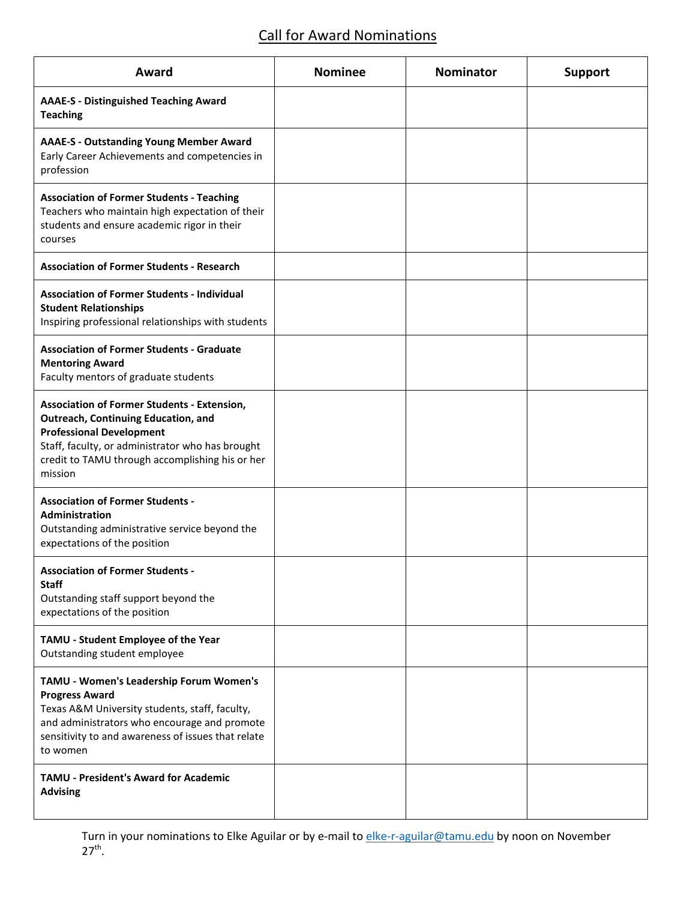## Call for Award Nominations

| Award | Nominee | Nominator | Support |
|---|---|---|---|
| **AAAE-S - Distinguished Teaching Award Teaching** | | | |
| **AAAE-S - Outstanding Young Member Award** Early Career Achievements and competencies in profession | | | |
| **Association of Former Students - Teaching** Teachers who maintain high expectation of their students and ensure academic rigor in their courses | | | |
| **Association of Former Students - Research** | | | |
| **Association of Former Students - Individual Student Relationships** Inspiring professional relationships with students | | | |
| **Association of Former Students - Graduate Mentoring Award** Faculty mentors of graduate students | | | |
| **Association of Former Students - Extension, Outreach, Continuing Education, and Professional Development** Staff, faculty, or administrator who has brought credit to TAMU through accomplishing his or her mission | | | |
| **Association of Former Students - Administration** Outstanding administrative service beyond the expectations of the position | | | |
| **Association of Former Students - Staff** Outstanding staff support beyond the expectations of the position | | | |
| **TAMU - Student Employee of the Year** Outstanding student employee | | | |
| **TAMU - Women's Leadership Forum Women's Progress Award** Texas A&M University students, staff, faculty, and administrators who encourage and promote sensitivity to and awareness of issues that relate to women | | | |
| **TAMU - President's Award for Academic Advising** | | | |

Turn in your nominations to Elke Aguilar or by e-mail to elke-r-aguilar@tamu.edu by noon on November 27th.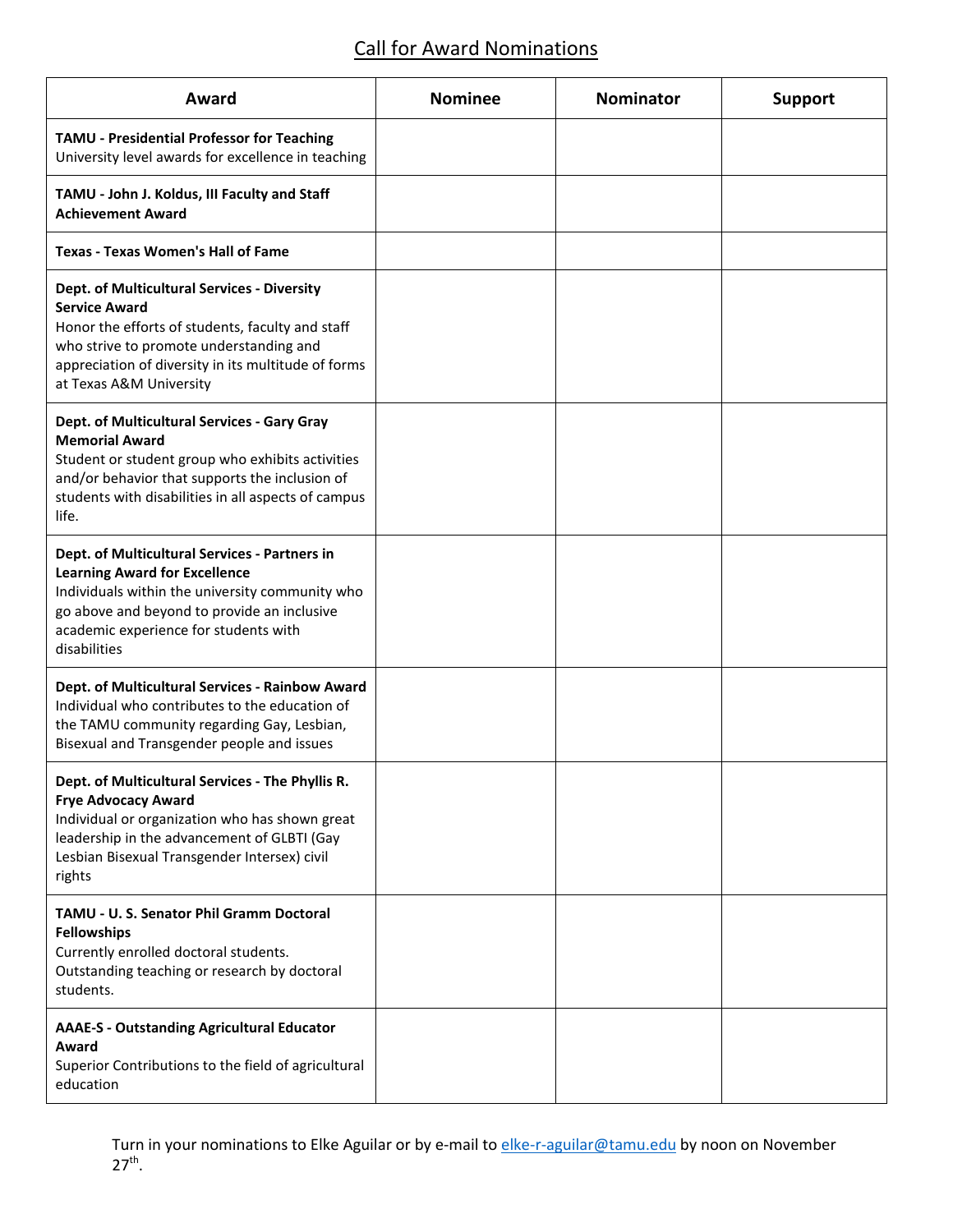# Call for Award Nominations

| Award | Nominee | Nominator | Support |
|---|---|---|---|
| **TAMU - Presidential Professor for Teaching** University level awards for excellence in teaching | | | |
| **TAMU - John J. Koldus, III Faculty and Staff Achievement Award** | | | |
| **Texas - Texas Women's Hall of Fame** | | | |
| **Dept. of Multicultural Services - Diversity Service Award** Honor the efforts of students, faculty and staff who strive to promote understanding and appreciation of diversity in its multitude of forms at Texas A&M University | | | |
| **Dept. of Multicultural Services - Gary Gray Memorial Award** Student or student group who exhibits activities and/or behavior that supports the inclusion of students with disabilities in all aspects of campus life. | | | |
| **Dept. of Multicultural Services - Partners in Learning Award for Excellence** Individuals within the university community who go above and beyond to provide an inclusive academic experience for students with disabilities | | | |
| **Dept. of Multicultural Services - Rainbow Award** Individual who contributes to the education of the TAMU community regarding Gay, Lesbian, Bisexual and Transgender people and issues | | | |
| **Dept. of Multicultural Services - The Phyllis R. Frye Advocacy Award** Individual or organization who has shown great leadership in the advancement of GLBTI (Gay Lesbian Bisexual Transgender Intersex) civil rights | | | |
| **TAMU - U. S. Senator Phil Gramm Doctoral Fellowships** Currently enrolled doctoral students. Outstanding teaching or research by doctoral students. | | | |
| **AAAE-S - Outstanding Agricultural Educator Award** Superior Contributions to the field of agricultural education | | | |

Turn in your nominations to Elke Aguilar or by e-mail to elke-r-aguilar@tamu.edu by noon on November 27th.